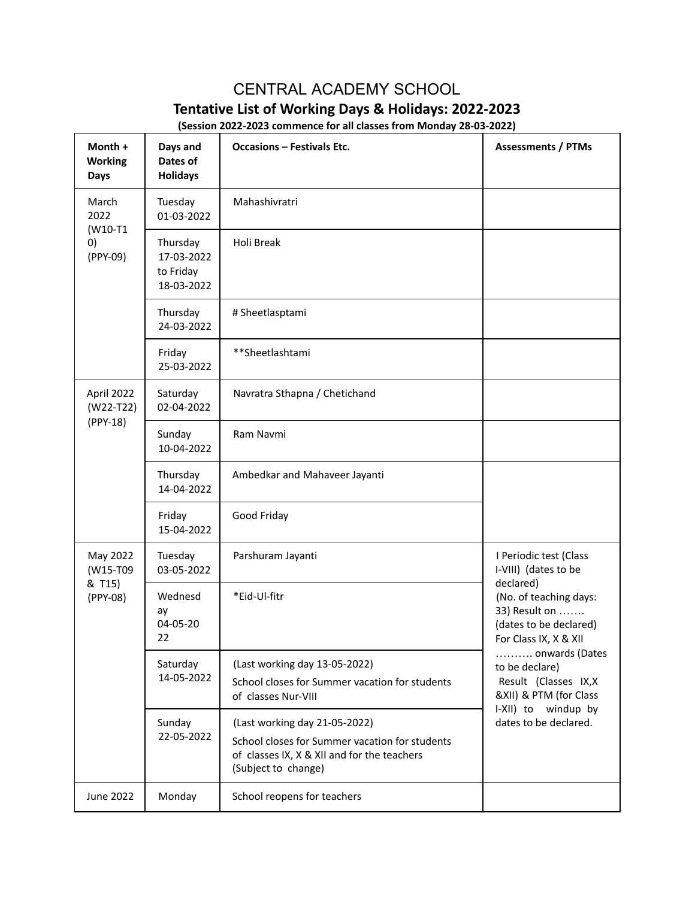# CENTRAL ACADEMY SCHOOL

## Tentative List of Working Days & Holidays: 2022-2023

**(Session 2022-2023 commence for all classes from Monday 28-03-2022)**

| Month + Working Days | Days and Dates of Holidays | Occasions – Festivals Etc. | Assessments / PTMs |
|---|---|---|---|
| March 2022 (W10-T10) (PPY-09) | Tuesday 01-03-2022 | Mahashivratri | |
| | Thursday 17-03-2022 to Friday 18-03-2022 | Holi Break | |
| | Thursday 24-03-2022 | # Sheetlasptami | |
| | Friday 25-03-2022 | **Sheetlashtami | |
| April 2022 (W22-T22) (PPY-18) | Saturday 02-04-2022 | Navratra Sthapna / Chetichand | |
| | Sunday 10-04-2022 | Ram Navmi | |
| | Thursday 14-04-2022 | Ambedkar and Mahaveer Jayanti | |
| | Friday 15-04-2022 | Good Friday | |
| May 2022 (W15-T09 & T15) (PPY-08) | Tuesday 03-05-2022 | Parshuram Jayanti | I Periodic test (Class I-VIII) (dates to be declared) (No. of teaching days: 33) Result on ……. (dates to be declared) For Class IX, X & XII ………. onwards (Dates to be declare) Result (Classes IX,X &XII) & PTM (for Class I-XII) to windup by dates to be declared. |
| | Wednesday 04-05-2022 | *Eid-Ul-fitr | |
| | Saturday 14-05-2022 | (Last working day 13-05-2022) School closes for Summer vacation for students of classes Nur-VIII | |
| | Sunday 22-05-2022 | (Last working day 21-05-2022) School closes for Summer vacation for students of classes IX, X & XII and for the teachers (Subject to change) | |
| June 2022 | Monday | School reopens for teachers | |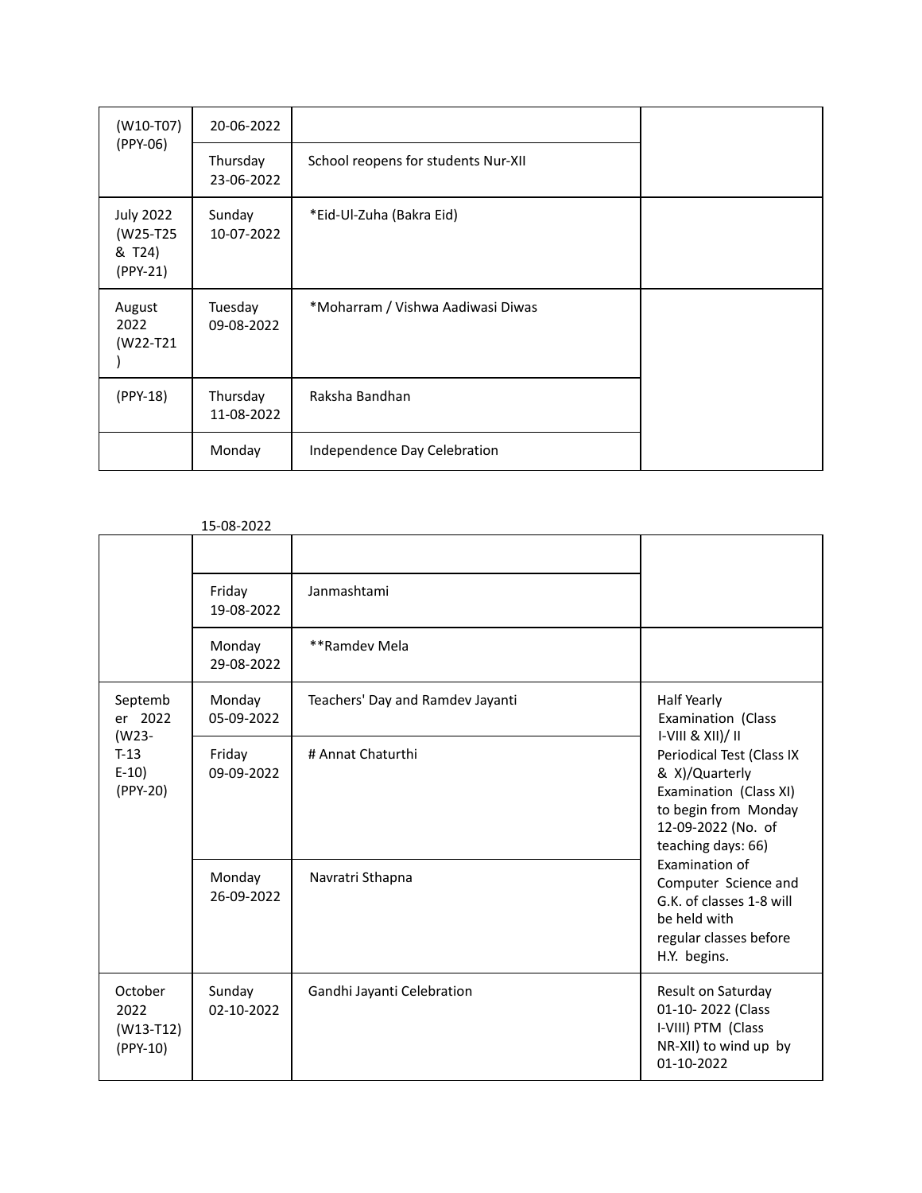| | | | |
|---|---|---|---|
| (W10-T07) (PPY-06) | 20-06-2022 | | |
| | Thursday 23-06-2022 | School reopens for students Nur-XII | |
| July 2022 (W25-T25 & T24) (PPY-21) | Sunday 10-07-2022 | *Eid-Ul-Zuha (Bakra Eid) | |
| August 2022 (W22-T21 ) | Tuesday 09-08-2022 | *Moharram / Vishwa Aadiwasi Diwas | |
| (PPY-18) | Thursday 11-08-2022 | Raksha Bandhan | |
| | Monday 15-08-2022 | Independence Day Celebration | |
| | Friday 19-08-2022 | Janmashtami | |
| | Monday 29-08-2022 | **Ramdev Mela | |
| September 2022 (W23-T-13 E-10) (PPY-20) | Monday 05-09-2022 | Teachers' Day and Ramdev Jayanti | Half Yearly Examination (Class I-VIII & XII)/ II Periodical Test (Class IX & X)/Quarterly Examination (Class XI) to begin from Monday 12-09-2022 (No. of teaching days: 66) Examination of Computer Science and G.K. of classes 1-8 will be held with regular classes before H.Y. begins. |
| | Friday 09-09-2022 | # Annat Chaturthi | |
| | Monday 26-09-2022 | Navratri Sthapna | |
| October 2022 (W13-T12) (PPY-10) | Sunday 02-10-2022 | Gandhi Jayanti Celebration | Result on Saturday 01-10- 2022 (Class I-VIII) PTM (Class NR-XII) to wind up by 01-10-2022 |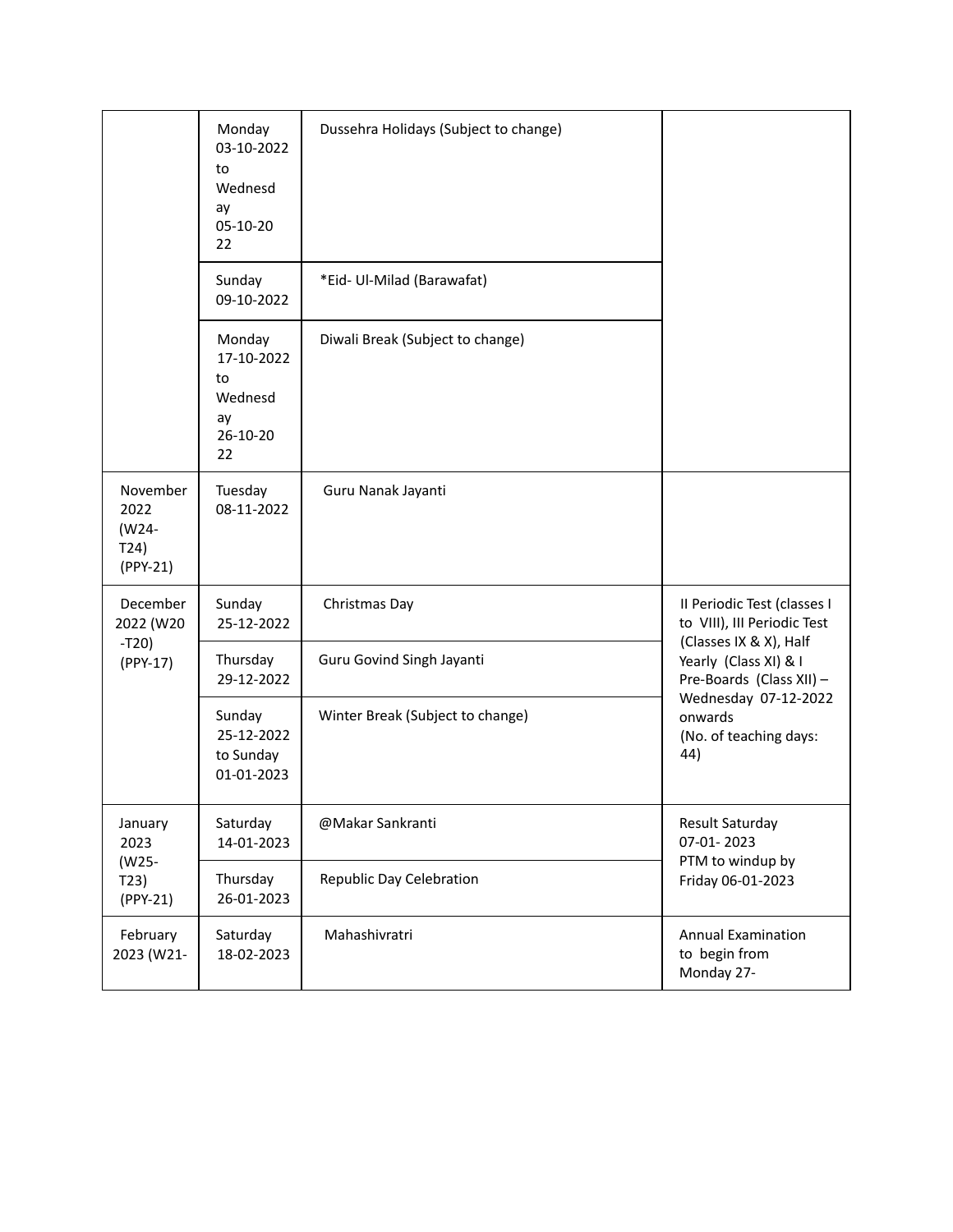|  |  |  |  |
| --- | --- | --- | --- |
|  | Monday 03-10-2022 to Wednesday 05-10-2022 | Dussehra Holidays (Subject to change) |  |
|  | Sunday 09-10-2022 | *Eid- Ul-Milad (Barawafat) |  |
|  | Monday 17-10-2022 to Wednesday 26-10-2022 | Diwali Break (Subject to change) |  |
| November 2022 (W24-T24) (PPY-21) | Tuesday 08-11-2022 | Guru Nanak Jayanti |  |
| December 2022 (W20 -T20) (PPY-17) | Sunday 25-12-2022 | Christmas Day | II Periodic Test (classes I to VIII), III Periodic Test (Classes IX & X), Half Yearly (Class XI) & I Pre-Boards (Class XII) – Wednesday 07-12-2022 onwards (No. of teaching days: 44) |
|  | Thursday 29-12-2022 | Guru Govind Singh Jayanti |  |
|  | Sunday 25-12-2022 to Sunday 01-01-2023 | Winter Break (Subject to change) |  |
| January 2023 (W25-T23) (PPY-21) | Saturday 14-01-2023 | @Makar Sankranti | Result Saturday 07-01- 2023 PTM to windup by Friday 06-01-2023 |
|  | Thursday 26-01-2023 | Republic Day Celebration |  |
| February 2023 (W21- | Saturday 18-02-2023 | Mahashivratri | Annual Examination to begin from Monday 27- |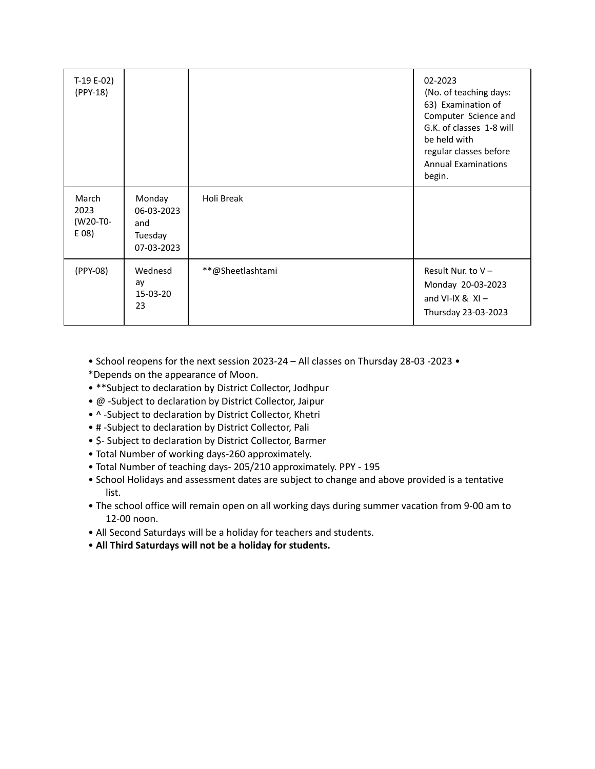| | | | |
|---|---|---|---|
| T-19 E-02) (PPY-18) | | | 02-2023 (No. of teaching days: 63) Examination of Computer Science and G.K. of classes 1-8 will be held with regular classes before Annual Examinations begin. |
| March 2023 (W20-T0-E 08) | Monday 06-03-2023 and Tuesday 07-03-2023 | Holi Break | |
| (PPY-08) | Wednesday 15-03-2023 | **@Sheetlashtami | Result Nur. to V – Monday 20-03-2023 and VI-IX & XI – Thursday 23-03-2023 |

- School reopens for the next session 2023-24 – All classes on Thursday 28-03 -2023 •

*Depends on the appearance of Moon.

- **Subject to declaration by District Collector, Jodhpur
- @ -Subject to declaration by District Collector, Jaipur
- ^ -Subject to declaration by District Collector, Khetri
- # -Subject to declaration by District Collector, Pali
- $- Subject to declaration by District Collector, Barmer
- Total Number of working days-260 approximately.
- Total Number of teaching days- 205/210 approximately. PPY - 195
- School Holidays and assessment dates are subject to change and above provided is a tentative list.
- The school office will remain open on all working days during summer vacation from 9-00 am to 12-00 noon.
- All Second Saturdays will be a holiday for teachers and students.
- **All Third Saturdays will not be a holiday for students.**